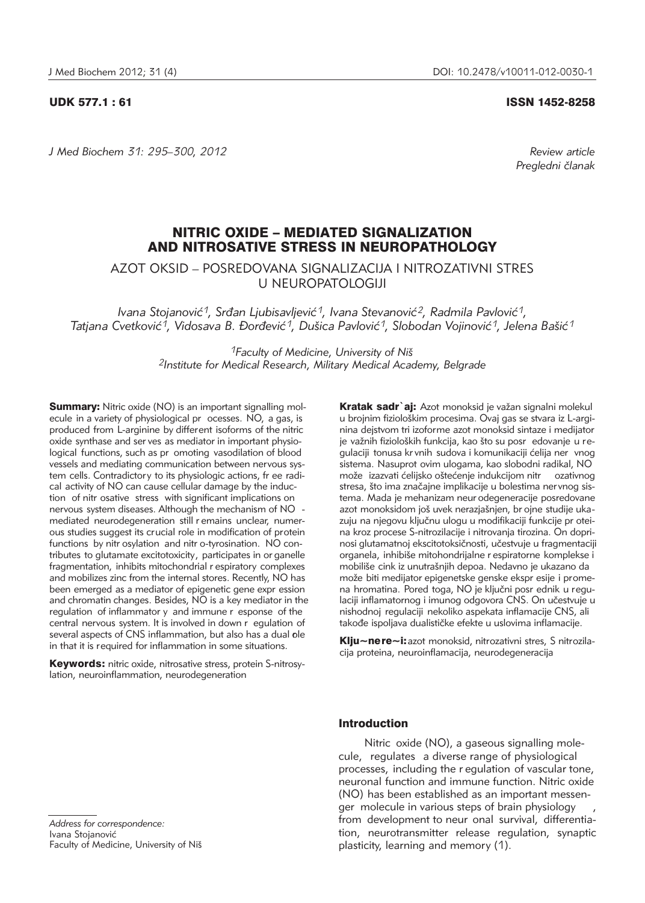UDK 577.1 : 61

ISSN 1452-8258

*Review article*
*Pregledni članak*

# NITRIC OXIDE – MEDIATED SIGNALIZATION AND NITROSATIVE STRESS IN NEUROPATHOLOGY

## AZOT OKSID – POSREDOVANA SIGNALIZACIJA I NITROZATIVNI STRES U NEUROPATOLOGIJI

*Ivana Stojanović[1], Srđan Ljubisavljević[1], Ivana Stevanović[2], Radmila Pavlović[1], Tatjana Cvetković[1], Vidosava B. Đorđević[1], Dušica Pavlović[1], Slobodan Vojinović[1], Jelena Bašić[1]*

*[1]Faculty of Medicine, University of Niš*
*[2]Institute for Medical Research, Military Medical Academy, Belgrade*

**Summary:** Nitric oxide (NO) is an important signalling molecule in a variety of physiological pr ocesses. NO, a gas, is produced from L-arginine by different isoforms of the nitric oxide synthase and ser ves as mediator in important physiological functions, such as pr omoting vasodilation of blood vessels and mediating communication between nervous system cells. Contradictory to its physiologic actions, fr ee radical activity of NO can cause cellular damage by the induction of nitr osative stress with significant implications on nervous system diseases. Although the mechanism of NO - mediated neurodegeneration still r emains unclear, numerous studies suggest its crucial role in modification of protein functions by nitr osylation and nitr o-tyrosination. NO contributes to glutamate excitotoxicity, participates in or ganelle fragmentation, inhibits mitochondrial r espiratory complexes and mobilizes zinc from the internal stores. Recently, NO has been emerged as a mediator of epigenetic gene expr ession and chromatin changes. Besides, NO is a key mediator in the regulation of inflammator y and immune r esponse of the central nervous system. It is involved in down r egulation of several aspects of CNS inflammation, but also has a dual role in that it is required for inflammation in some situations.

**Keywords:** nitric oxide, nitrosative stress, protein S-nitrosylation, neuroinflammation, neurodegeneration

**Kratak sadržaj:** Azot monoksid je važan signalni molekul u brojnim fiziološkim procesima. Ovaj gas se stvara iz L-arginina dejstvom tri izoforme azot monoksid sintaze i medijator je važnih fizioloških funkcija, kao što su posr edovanje u regulaciji tonusa kr vnih sudova i komunikaciji ćelija ner vnog sistema. Nasuprot ovim ulogama, kao slobodni radikal, NO može izazvati ćelijsko oštećenje indukcijom nitr ozativnog stresa, što ima značajne implikacije u bolestima ner vnog sistema. Mada je mehanizam neur odegeneracije posredovane azot monoksidom još uvek nerazjašnjen, br ojne studije ukazuju na njegovu ključnu ulogu u modifikaciji funkcije pr oteina kroz procese S-nitrozilacije i nitrovanja tirozina. On doprinosi glutamatnoj ekscitotoksičnosti, učestvuje u fragmentaciji organela, inhibiše mitohondrijalne r espiratorne komplekse i mobiliše cink iz unutrašnjih depoa. Nedavno je ukazano da može biti medijator epigenetske genske ekspr esije i promena hromatina. Pored toga, NO je ključni posr ednik u regulaciji inflamatornog i imunog odgovora CNS. On učestvuje u nishodnoj regulaciji nekoliko aspekata inflamacije CNS, ali takođe ispoljava dualističke efekte u uslovima inflamacije.

**Ključne reči:** azot monoksid, nitrozativni stres, S nitrozilacija proteina, neuroinflamacija, neurodegeneracija

*Address for correspondence:*
Ivana Stojanović
Faculty of Medicine, University of Niš

## Introduction

Nitric oxide (NO), a gaseous signalling molecule, regulates a diverse range of physiological processes, including the r egulation of vascular tone, neuronal function and immune function. Nitric oxide (NO) has been established as an important messenger molecule in various steps of brain physiology , from development to neur onal survival, differentiation, neurotransmitter release regulation, synaptic plasticity, learning and memory (1).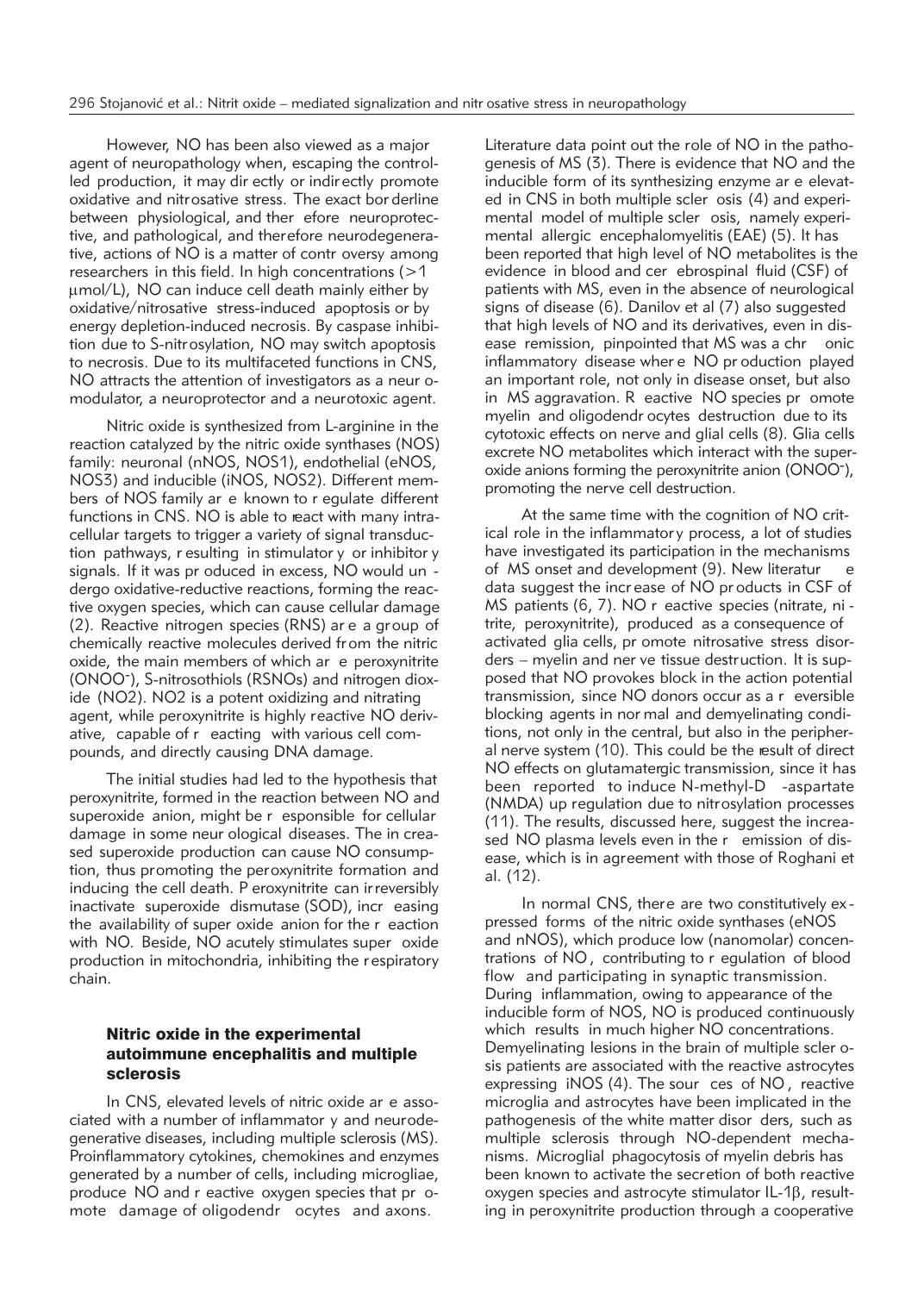However, NO has been also viewed as a major agent of neuropathology when, escaping the controlled production, it may directly or indirectly promote oxidative and nitrosative stress. The exact borderline between physiological, and therefore neuroprotective, and pathological, and therefore neurodegenerative, actions of NO is a matter of controversy among researchers in this field. In high concentrations (>1 μmol/L), NO can induce cell death mainly either by oxidative/nitrosative stress-induced apoptosis or by energy depletion-induced necrosis. By caspase inhibition due to S-nitrosylation, NO may switch apoptosis to necrosis. Due to its multifaceted functions in CNS, NO attracts the attention of investigators as a neuromodulator, a neuroprotector and a neurotoxic agent.

Nitric oxide is synthesized from L-arginine in the reaction catalyzed by the nitric oxide synthases (NOS) family: neuronal (nNOS, NOS1), endothelial (eNOS, NOS3) and inducible (iNOS, NOS2). Different members of NOS family are known to regulate different functions in CNS. NO is able to react with many intracellular targets to trigger a variety of signal transduction pathways, resulting in stimulatory or inhibitory signals. If it was produced in excess, NO would undergo oxidative-reductive reactions, forming the reactive oxygen species, which can cause cellular damage (2). Reactive nitrogen species (RNS) are a group of chemically reactive molecules derived from the nitric oxide, the main members of which are peroxynitrite ($ONOO^-$), S-nitrosothiols (RSNOs) and nitrogen dioxide ($NO_2$). $NO_2$ is a potent oxidizing and nitrating agent, while peroxynitrite is highly reactive NO derivative, capable of reacting with various cell compounds, and directly causing DNA damage.

The initial studies had led to the hypothesis that peroxynitrite, formed in the reaction between NO and superoxide anion, might be responsible for cellular damage in some neurological diseases. The increased superoxide production can cause NO consumption, thus promoting the peroxynitrite formation and inducing the cell death. Peroxynitrite can irreversibly inactivate superoxide dismutase (SOD), increasing the availability of superoxide anion for the reaction with NO. Beside, NO acutely stimulates superoxide production in mitochondria, inhibiting the respiratory chain.

## Nitric oxide in the experimental autoimmune encephalitis and multiple sclerosis

In CNS, elevated levels of nitric oxide are associated with a number of inflammatory and neurodegenerative diseases, including multiple sclerosis (MS). Proinflammatory cytokines, chemokines and enzymes generated by a number of cells, including microgliae, produce NO and reactive oxygen species that promote damage of oligodendrocytes and axons. Literature data point out the role of NO in the pathogenesis of MS (3). There is evidence that NO and the inducible form of its synthesizing enzyme are elevated in CNS in both multiple sclerosis (4) and experimental model of multiple sclerosis, namely experimental allergic encephalomyelitis (EAE) (5). It has been reported that high level of NO metabolites is the evidence in blood and cerebrospinal fluid (CSF) of patients with MS, even in the absence of neurological signs of disease (6). Danilov et al (7) also suggested that high levels of NO and its derivatives, even in disease remission, pinpointed that MS was a chronic inflammatory disease where NO production played an important role, not only in disease onset, but also in MS aggravation. Reactive NO species promote myelin and oligodendrocytes destruction due to its cytotoxic effects on nerve and glial cells (8). Glia cells excrete NO metabolites which interact with the superoxide anions forming the peroxynitrite anion ($ONOO^-$), promoting the nerve cell destruction.

At the same time with the cognition of NO critical role in the inflammatory process, a lot of studies have investigated its participation in the mechanisms of MS onset and development (9). New literature data suggest the increase of NO products in CSF of MS patients (6, 7). NO reactive species (nitrate, nitrite, peroxynitrite), produced as a consequence of activated glia cells, promote nitrosative stress disorders – myelin and nerve tissue destruction. It is supposed that NO provokes block in the action potential transmission, since NO donors occur as a reversible blocking agents in normal and demyelinating conditions, not only in the central, but also in the peripheral nerve system (10). This could be the result of direct NO effects on glutamatergic transmission, since it has been reported to induce N-methyl-D-aspartate (NMDA) up regulation due to nitrosylation processes (11). The results, discussed here, suggest the increased NO plasma levels even in the remission of disease, which is in agreement with those of Roghani et al. (12).

In normal CNS, there are two constitutively expressed forms of the nitric oxide synthases (eNOS and nNOS), which produce low (nanomolar) concentrations of NO, contributing to regulation of blood flow and participating in synaptic transmission. During inflammation, owing to appearance of the inducible form of NOS, NO is produced continuously which results in much higher NO concentrations. Demyelinating lesions in the brain of multiple sclerosis patients are associated with the reactive astrocytes expressing iNOS (4). The sources of NO, reactive microglia and astrocytes have been implicated in the pathogenesis of the white matter disorders, such as multiple sclerosis through NO-dependent mechanisms. Microglial phagocytosis of myelin debris has been known to activate the secretion of both reactive oxygen species and astrocyte stimulator IL-1β, resulting in peroxynitrite production through a cooperative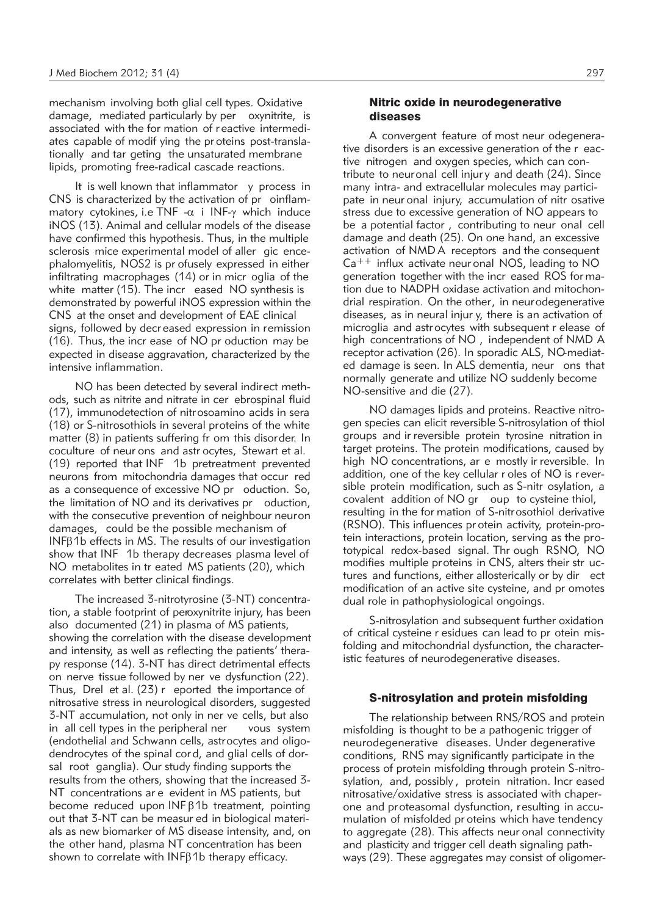mechanism involving both glial cell types. Oxidative damage, mediated particularly by peroxynitrite, is associated with the formation of reactive intermediates capable of modifying the proteins post-translationally and targeting the unsaturated membrane lipids, promoting free-radical cascade reactions.

It is well known that inflammatory process in CNS is characterized by the activation of proinflammatory cytokines, i.e TNF -$\alpha$ i INF-$\gamma$ which induce iNOS (13). Animal and cellular models of the disease have confirmed this hypothesis. Thus, in the multiple sclerosis mice experimental model of allergic encephalomyelitis, NOS2 is profusely expressed in either infiltrating macrophages (14) or in microglia of the white matter (15). The increased NO synthesis is demonstrated by powerful iNOS expression within the CNS at the onset and development of EAE clinical signs, followed by decreased expression in remission (16). Thus, the increase of NO production may be expected in disease aggravation, characterized by the intensive inflammation.

NO has been detected by several indirect methods, such as nitrite and nitrate in cerebrospinal fluid (17), immunodetection of nitrosoamino acids in sera (18) or S-nitrosothiols in several proteins of the white matter (8) in patients suffering from this disorder. In coculture of neurons and astrocytes, Stewart et al. (19) reported that INF 1b pretreatment prevented neurons from mitochondria damages that occurred as a consequence of excessive NO production. So, the limitation of NO and its derivatives production, with the consecutive prevention of neighbour neuron damages, could be the possible mechanism of INF$\beta$1b effects in MS. The results of our investigation show that INF 1b therapy decreases plasma level of NO metabolites in treated MS patients (20), which correlates with better clinical findings.

The increased 3-nitrotyrosine (3-NT) concentration, a stable footprint of peroxynitrite injury, has been also documented (21) in plasma of MS patients, showing the correlation with the disease development and intensity, as well as reflecting the patients' therapy response (14). 3-NT has direct detrimental effects on nerve tissue followed by nerve dysfunction (22). Thus, Drel et al. (23) reported the importance of nitrosative stress in neurological disorders, suggested 3-NT accumulation, not only in nerve cells, but also in all cell types in the peripheral nervous system (endothelial and Schwann cells, astrocytes and oligodendrocytes of the spinal cord, and glial cells of dorsal root ganglia). Our study finding supports the results from the others, showing that the increased 3-NT concentrations are evident in MS patients, but become reduced upon INF$\beta$1b treatment, pointing out that 3-NT can be measured in biological materials as new biomarker of MS disease intensity, and, on the other hand, plasma NT concentration has been shown to correlate with INF$\beta$1b therapy efficacy.

## Nitric oxide in neurodegenerative diseases

A convergent feature of most neurodegenerative disorders is an excessive generation of the reactive nitrogen and oxygen species, which can contribute to neuronal cell injury and death (24). Since many intra- and extracellular molecules may participate in neuronal injury, accumulation of nitrosative stress due to excessive generation of NO appears to be a potential factor, contributing to neuronal cell damage and death (25). On one hand, an excessive activation of NMDA receptors and the consequent $Ca^{++}$ influx activate neuronal NOS, leading to NO generation together with the increased ROS formation due to NADPH oxidase activation and mitochondrial respiration. On the other, in neurodegenerative diseases, as in neural injury, there is an activation of microglia and astrocytes with subsequent release of high concentrations of NO, independent of NMDA receptor activation (26). In sporadic ALS, NO-mediated damage is seen. In ALS dementia, neurons that normally generate and utilize NO suddenly become NO-sensitive and die (27).

NO damages lipids and proteins. Reactive nitrogen species can elicit reversible S-nitrosylation of thiol groups and irreversible protein tyrosine nitration in target proteins. The protein modifications, caused by high NO concentrations, are mostly irreversible. In addition, one of the key cellular roles of NO is reversible protein modification, such as S-nitrosylation, a covalent addition of NO group to cysteine thiol, resulting in the formation of S-nitrosothiol derivative (RSNO). This influences protein activity, protein-protein interactions, protein location, serving as the prototypical redox-based signal. Through RSNO, NO modifies multiple proteins in CNS, alters their structures and functions, either allosterically or by direct modification of an active site cysteine, and promotes dual role in pathophysiological ongoings.

S-nitrosylation and subsequent further oxidation of critical cysteine residues can lead to protein misfolding and mitochondrial dysfunction, the characteristic features of neurodegenerative diseases.

## S-nitrosylation and protein misfolding

The relationship between RNS/ROS and protein misfolding is thought to be a pathogenic trigger of neurodegenerative diseases. Under degenerative conditions, RNS may significantly participate in the process of protein misfolding through protein S-nitrosylation, and, possibly, protein nitration. Increased nitrosative/oxidative stress is associated with chaperone and proteasomal dysfunction, resulting in accumulation of misfolded proteins which have tendency to aggregate (28). This affects neuronal connectivity and plasticity and trigger cell death signaling pathways (29). These aggregates may consist of oligomer-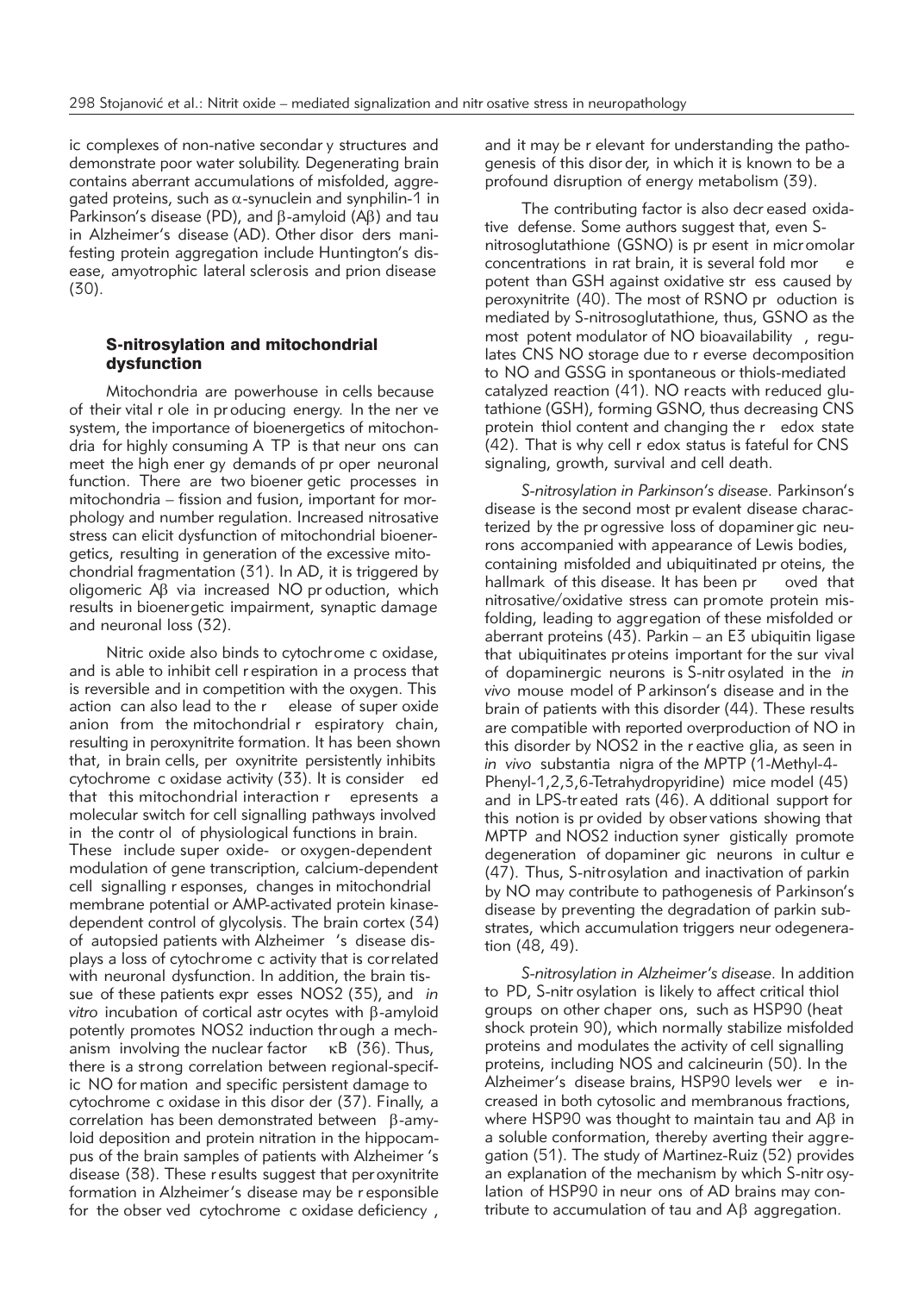ic complexes of non-native secondary structures and demonstrate poor water solubility. Degenerating brain contains aberrant accumulations of misfolded, aggregated proteins, such as $\alpha$-synuclein and synphilin-1 in Parkinson's disease (PD), and $\beta$-amyloid (A$\beta$) and tau in Alzheimer's disease (AD). Other disorders manifesting protein aggregation include Huntington's disease, amyotrophic lateral sclerosis and prion disease (30).

## S-nitrosylation and mitochondrial dysfunction

Mitochondria are powerhouse in cells because of their vital role in producing energy. In the nerve system, the importance of bioenergetics of mitochondria for highly consuming ATP is that neurons can meet the high energy demands of proper neuronal function. There are two bioenergetic processes in mitochondria – fission and fusion, important for morphology and number regulation. Increased nitrosative stress can elicit dysfunction of mitochondrial bioenergetics, resulting in generation of the excessive mitochondrial fragmentation (31). In AD, it is triggered by oligomeric A$\beta$ via increased NO production, which results in bioenergetic impairment, synaptic damage and neuronal loss (32).

Nitric oxide also binds to cytochrome c oxidase, and is able to inhibit cell respiration in a process that is reversible and in competition with the oxygen. This action can also lead to the release of super oxide anion from the mitochondrial respiratory chain, resulting in peroxynitrite formation. It has been shown that, in brain cells, peroxynitrite persistently inhibits cytochrome c oxidase activity (33). It is considered that this mitochondrial interaction represents a molecular switch for cell signalling pathways involved in the control of physiological functions in brain. These include super oxide- or oxygen-dependent modulation of gene transcription, calcium-dependent cell signalling responses, changes in mitochondrial membrane potential or AMP-activated protein kinase-dependent control of glycolysis. The brain cortex (34) of autopsied patients with Alzheimer 's disease displays a loss of cytochrome c activity that is correlated with neuronal dysfunction. In addition, the brain tissue of these patients expresses NOS2 (35), and *in vitro* incubation of cortical astrocytes with $\beta$-amyloid potently promotes NOS2 induction through a mechanism involving the nuclear factor $\kappa$B (36). Thus, there is a strong correlation between regional-specific NO formation and specific persistent damage to cytochrome c oxidase in this disorder (37). Finally, a correlation has been demonstrated between $\beta$-amyloid deposition and protein nitration in the hippocampus of the brain samples of patients with Alzheimer 's disease (38). These results suggest that peroxynitrite formation in Alzheimer's disease may be responsible for the observed cytochrome c oxidase deficiency, and it may be relevant for understanding the pathogenesis of this disorder, in which it is known to be a profound disruption of energy metabolism (39).

The contributing factor is also decreased oxidative defense. Some authors suggest that, even S-nitrosoglutathione (GSNO) is present in micromolar concentrations in rat brain, it is several fold more potent than GSH against oxidative stress caused by peroxynitrite (40). The most of RSNO production is mediated by S-nitrosoglutathione, thus, GSNO as the most potent modulator of NO bioavailability, regulates CNS NO storage due to reverse decomposition to NO and GSSG in spontaneous or thiols-mediated catalyzed reaction (41). NO reacts with reduced glutathione (GSH), forming GSNO, thus decreasing CNS protein thiol content and changing the redox state (42). That is why cell redox status is fateful for CNS signaling, growth, survival and cell death.

*S-nitrosylation in Parkinson's disease.* Parkinson's disease is the second most prevalent disease characterized by the progressive loss of dopaminergic neurons accompanied with appearance of Lewis bodies, containing misfolded and ubiquitinated proteins, the hallmark of this disease. It has been proved that nitrosative/oxidative stress can promote protein misfolding, leading to aggregation of these misfolded or aberrant proteins (43). Parkin – an E3 ubiquitin ligase that ubiquitinates proteins important for the survival of dopaminergic neurons is S-nitrosylated in the *in vivo* mouse model of Parkinson's disease and in the brain of patients with this disorder (44). These results are compatible with reported overproduction of NO in this disorder by NOS2 in the reactive glia, as seen in *in vivo* substantia nigra of the MPTP (1-Methyl-4-Phenyl-1,2,3,6-Tetrahydropyridine) mice model (45) and in LPS-treated rats (46). Additional support for this notion is provided by observations showing that MPTP and NOS2 induction synergistically promote degeneration of dopaminergic neurons in culture (47). Thus, S-nitrosylation and inactivation of parkin by NO may contribute to pathogenesis of Parkinson's disease by preventing the degradation of parkin substrates, which accumulation triggers neurodegeneration (48, 49).

*S-nitrosylation in Alzheimer's disease.* In addition to PD, S-nitrosylation is likely to affect critical thiol groups on other chaperons, such as HSP90 (heat shock protein 90), which normally stabilize misfolded proteins and modulates the activity of cell signalling proteins, including NOS and calcineurin (50). In the Alzheimer's disease brains, HSP90 levels were increased in both cytosolic and membranous fractions, where HSP90 was thought to maintain tau and A$\beta$ in a soluble conformation, thereby averting their aggregation (51). The study of Martinez-Ruiz (52) provides an explanation of the mechanism by which S-nitrosylation of HSP90 in neurons of AD brains may contribute to accumulation of tau and A$\beta$ aggregation.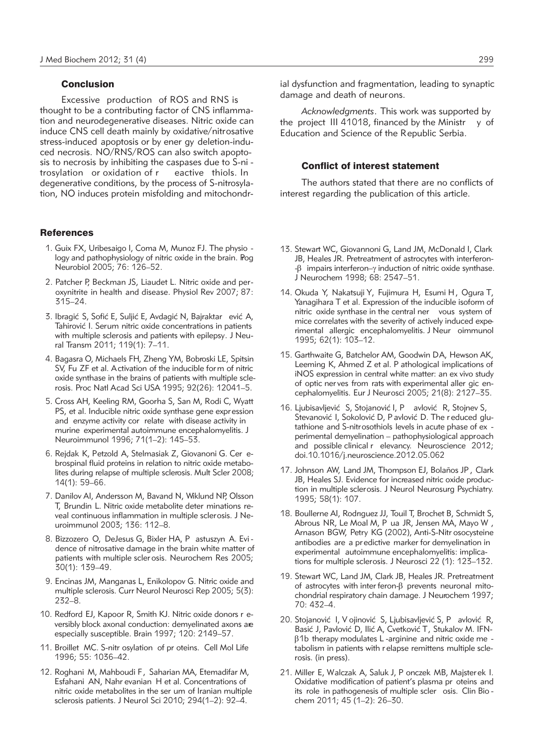## Conclusion

Excessive production of ROS and RNS is thought to be a contributing factor of CNS inflammation and neurodegenerative diseases. Nitric oxide can induce CNS cell death mainly by oxidative/nitrosative stress-induced apoptosis or by energy deletion-induced necrosis. NO/RNS/ROS can also switch apoptosis to necrosis by inhibiting the caspases due to S-nitrosylation or oxidation of reactive thiols. In degenerative conditions, by the process of S-nitrosylation, NO induces protein misfolding and mitochondrial dysfunction and fragmentation, leading to synaptic damage and death of neurons.

*Acknowledgments*. This work was supported by the project III 41018, financed by the Ministry of Education and Science of the Republic Serbia.

## Conflict of interest statement

The authors stated that there are no conflicts of interest regarding the publication of this article.

## References

1. Guix FX, Uribesaigo I, Coma M, Munoz FJ. The physiology and pathophysiology of nitric oxide in the brain. Prog Neurobiol 2005; 76: 126–52.
2. Patcher P, Beckman JS, Liaudet L. Nitric oxide and peroxynitrite in health and disease. Physiol Rev 2007; 87: 315–24.
3. Ibragić S, Sofić E, Suljić E, Avdagić N, Bajraktarević A, Tahirović I. Serum nitric oxide concentrations in patients with multiple sclerosis and patients with epilepsy. J Neural Transm 2011; 119(1): 7–11.
4. Bagasra O, Michaels FH, Zheng YM, Bobroski LE, Spitsin SV, Fu ZF et al. Activation of the inducible form of nitric oxide synthase in the brains of patients with multiple sclerosis. Proc Natl Acad Sci USA 1995; 92(26): 12041–5.
5. Cross AH, Keeling RM, Goorha S, San M, Rodi C, Wyatt PS, et al. Inducible nitric oxide synthase gene expression and enzyme activity correlate with disease activity in murine experimental autoimmune encephalomyelitis. J Neuroimmunol 1996; 71(1–2): 145–53.
6. Rejdak K, Petzold A, Stelmasiak Z, Giovanoni G. Cerebrospinal fluid proteins in relation to nitric oxide metabolites during relapse of multiple sclerosis. Mult Scler 2008; 14(1): 59–66.
7. Danilov AI, Andersson M, Bavand N, Wiklund NP, Olsson T, Brundin L. Nitric oxide metabolite determinations reveal continuous inflammation in multiple sclerosis. J Neuroimmunol 2003; 136: 112–8.
8. Bizzozero O, DeJesus G, Bixler HA, Pastuszyn A. Evidence of nitrosative damage in the brain white matter of patients with multiple sclerosis. Neurochem Res 2005; 30(1): 139–49.
9. Encinas JM, Manganas L, Enikolopov G. Nitric oxide and multiple sclerosis. Curr Neurol Neurosci Rep 2005; 5(3): 232–8.
10. Redford EJ, Kapoor R, Smith KJ. Nitric oxide donors reversibly block axonal conduction: demyelinated axons are especially susceptible. Brain 1997; 120: 2149–57.
11. Broillet MC. S-nitrosylation of proteins. Cell Mol Life 1996; 55: 1036–42.
12. Roghani M, Mahboudi F, Saharian MA, Etemadifar M, Esfahani AN, Nahrevanian H et al. Concentrations of nitric oxide metabolites in the serum of Iranian multiple sclerosis patients. J Neurol Sci 2010; 294(1–2): 92–4.
13. Stewart WC, Giovannoni G, Land JM, McDonald I, Clark JB, Heales JR. Pretreatment of astrocytes with interferon-β impairs interferon-γ induction of nitric oxide synthase. J Neurochem 1998; 68: 2547–51.
14. Okuda Y, Nakatsuji Y, Fujimura H, Esumi H, Ogura T, Yanagihara T et al. Expression of the inducible isoform of nitric oxide synthase in the central nervous system of mice correlates with the severity of actively induced experimental allergic encephalomyelitis. J Neuroimmunol 1995; 62(1): 103–12.
15. Garthwaite G, Batchelor AM, Goodwin DA, Hewson AK, Leeming K, Ahmed Z et al. Pathological implications of iNOS expression in central white matter: an ex vivo study of optic nerves from rats with experimental allergic encephalomyelitis. Eur J Neurosci 2005; 21(8): 2127–35.
16. Ljubisavljević S, Stojanović I, Pavlović R, Stojnev S, Stevanović I, Soković D, Pavlović D. The reduced glutathione and S-nitrosothiols levels in acute phase of experimental demyelination – pathophysiological approach and possible clinical relevancy. Neuroscience 2012; doi.10.1016/j.neuroscience.2012.05.062
17. Johnson AW, Land JM, Thompson EJ, Bolaños JP, Clark JB, Heales SJ. Evidence for increased nitric oxide production in multiple sclerosis. J Neurol Neurosurg Psychiatry. 1995; 58(1): 107.
18. Boullerne AI, Rodrıguez JJ, Touil T, Brochet B, Schmidt S, Abrous NR, Le Moal M, Pua JR, Jensen MA, Mayo W, Arnason BGW, Petry KG (2002), Anti-S-Nitrosocysteine antibodies are a predictive marker for demyelination in experimental autoimmune encephalomyelitis: implications for multiple sclerosis. J Neurosci 22 (1): 123–132.
19. Stewart WC, Land JM, Clark JB, Heales JR. Pretreatment of astrocytes with interferon-β prevents neuronal mitochondrial respiratory chain damage. J Neurochem 1997; 70: 432–4.
20. Stojanović I, Vojinović S, Ljubisavljević S, Pavlović R, Basić J, Pavlović D, Ilić A, Cvetković T, Stukalov M. IFN-β1b therapy modulates L-arginine and nitric oxide metabolism in patients with relapse remittens multiple sclerosis. (in press).
21. Miller E, Walczak A, Saluk J, Ponczek MB, Majsterek I. Oxidative modification of patient's plasma proteins and its role in pathogenesis of multiple sclerosis. Clin Biochem 2011; 45 (1–2): 26–30.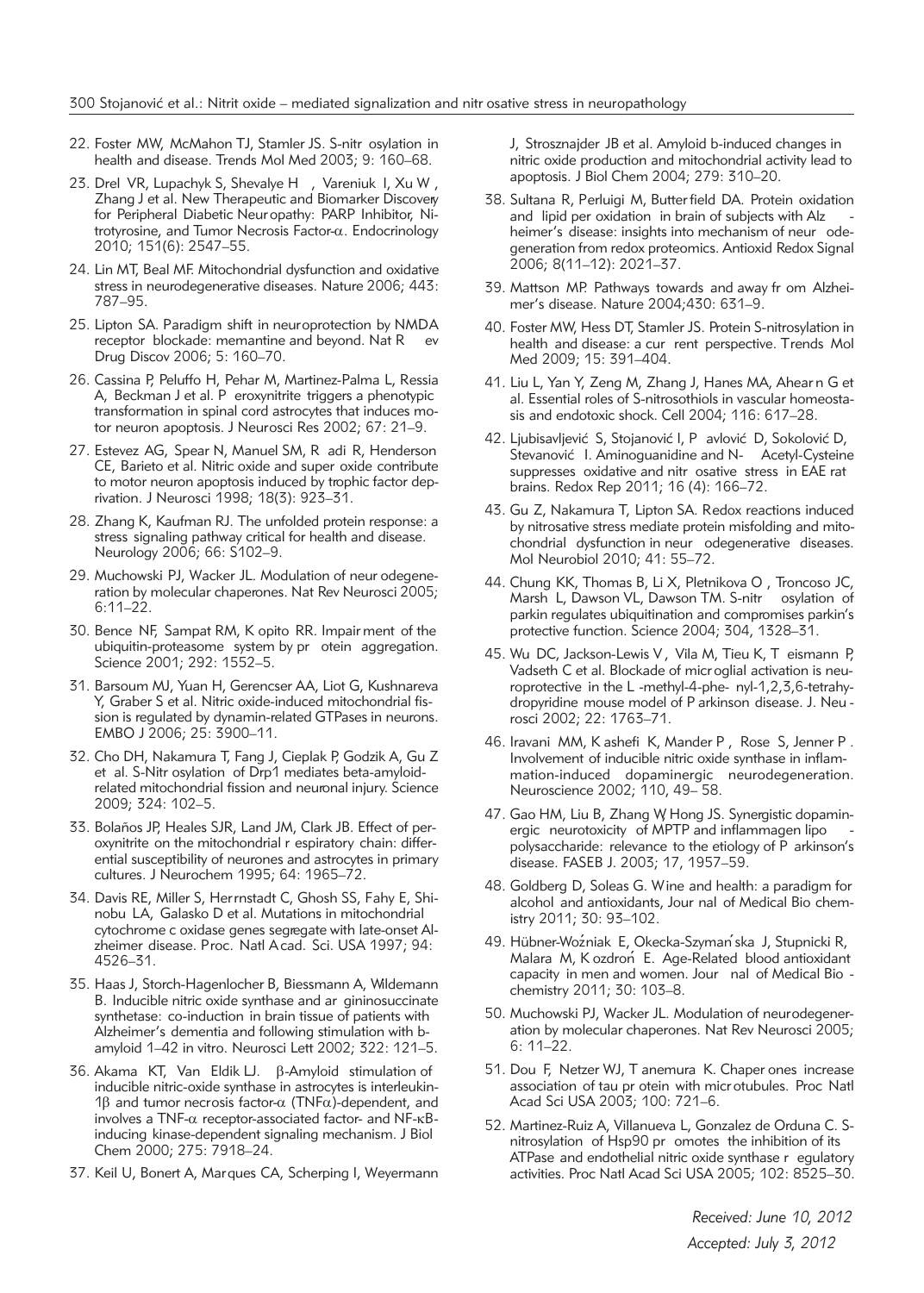22. Foster MW, McMahon TJ, Stamler JS. S-nitr osylation in health and disease. Trends Mol Med 2003; 9: 160–68.
23. Drel VR, Lupachyk S, Shevalye H , Vareniuk I, Xu W , Zhang J et al. New Therapeutic and Biomarker Discovery for Peripheral Diabetic Neuropathy: PARP Inhibitor, Nitrotyrosine, and Tumor Necrosis Factor-α. Endocrinology 2010; 151(6): 2547–55.
24. Lin MT, Beal MF. Mitochondrial dysfunction and oxidative stress in neurodegenerative diseases. Nature 2006; 443: 787–95.
25. Lipton SA. Paradigm shift in neuroprotection by NMDA receptor blockade: memantine and beyond. Nat R ev Drug Discov 2006; 5: 160–70.
26. Cassina P, Peluffo H, Pehar M, Martinez-Palma L, Ressia A, Beckman J et al. P eroxynitrite triggers a phenotypic transformation in spinal cord astrocytes that induces motor neuron apoptosis. J Neurosci Res 2002; 67: 21–9.
27. Estevez AG, Spear N, Manuel SM, R adi R, Henderson CE, Barieto et al. Nitric oxide and super oxide contribute to motor neuron apoptosis induced by trophic factor deprivation. J Neurosci 1998; 18(3): 923–31.
28. Zhang K, Kaufman RJ. The unfolded protein response: a stress signaling pathway critical for health and disease. Neurology 2006; 66: S102–9.
29. Muchowski PJ, Wacker JL. Modulation of neur odegeneration by molecular chaperones. Nat Rev Neurosci 2005; 6:11–22.
30. Bence NF, Sampat RM, K opito RR. Impairment of the ubiquitin-proteasome system by pr otein aggregation. Science 2001; 292: 1552–5.
31. Barsoum MJ, Yuan H, Gerencser AA, Liot G, Kushnareva Y, Graber S et al. Nitric oxide-induced mitochondrial fission is regulated by dynamin-related GTPases in neurons. EMBO J 2006; 25: 3900–11.
32. Cho DH, Nakamura T, Fang J, Cieplak P, Godzik A, Gu Z et al. S-Nitr osylation of Drp1 mediates beta-amyloid-related mitochondrial fission and neuronal injury. Science 2009; 324: 102–5.
33. Bolaños JP, Heales SJR, Land JM, Clark JB. Effect of peroxynitrite on the mitochondrial r espiratory chain: differential susceptibility of neurones and astrocytes in primary cultures. J Neurochem 1995; 64: 1965–72.
34. Davis RE, Miller S, Herrnstadt C, Ghosh SS, Fahy E, Shinobu LA, Galasko D et al. Mutations in mitochondrial cytochrome c oxidase genes segregate with late-onset Alzheimer disease. Proc. Natl Acad. Sci. USA 1997; 94: 4526–31.
35. Haas J, Storch-Hagenlocher B, Biessmann A, Wildemann B. Inducible nitric oxide synthase and ar gininosuccinate synthetase: co-induction in brain tissue of patients with Alzheimer's dementia and following stimulation with b-amyloid 1–42 in vitro. Neurosci Lett 2002; 322: 121–5.
36. Akama KT, Van Eldik LJ. β-Amyloid stimulation of inducible nitric-oxide synthase in astrocytes is interleukin-1β and tumor necrosis factor-α (TNFα)-dependent, and involves a TNF-α receptor-associated factor- and NF-κB-inducing kinase-dependent signaling mechanism. J Biol Chem 2000; 275: 7918–24.
37. Keil U, Bonert A, Marques CA, Scherping I, Weyermann J, Strosznajder JB et al. Amyloid b-induced changes in nitric oxide production and mitochondrial activity lead to apoptosis. J Biol Chem 2004; 279: 310–20.
38. Sultana R, Perluigi M, Butterfield DA. Protein oxidation and lipid per oxidation in brain of subjects with Alzheimer's disease: insights into mechanism of neur odegeneration from redox proteomics. Antioxid Redox Signal 2006; 8(11–12): 2021–37.
39. Mattson MP. Pathways towards and away fr om Alzheimer's disease. Nature 2004;430: 631–9.
40. Foster MW, Hess DT, Stamler JS. Protein S-nitrosylation in health and disease: a cur rent perspective. Trends Mol Med 2009; 15: 391–404.
41. Liu L, Yan Y, Zeng M, Zhang J, Hanes MA, Ahearn G et al. Essential roles of S-nitrosothiols in vascular homeostasis and endotoxic shock. Cell 2004; 116: 617–28.
42. Ljubisavljević S, Stojanović I, P avlović D, Sokolović D, Stevanović I. Aminoguanidine and N- Acetyl-Cysteine suppresses oxidative and nitr osative stress in EAE rat brains. Redox Rep 2011; 16 (4): 166–72.
43. Gu Z, Nakamura T, Lipton SA. Redox reactions induced by nitrosative stress mediate protein misfolding and mitochondrial dysfunction in neur odegenerative diseases. Mol Neurobiol 2010; 41: 55–72.
44. Chung KK, Thomas B, Li X, Pletnikova O , Troncoso JC, Marsh L, Dawson VL, Dawson TM. S-nitr osylation of parkin regulates ubiquitination and compromises parkin's protective function. Science 2004; 304, 1328–31.
45. Wu DC, Jackson-Lewis V , Vila M, Tieu K, T eismann P, Vadseth C et al. Blockade of microglial activation is neuroprotective in the L -methyl-4-phe- nyl-1,2,3,6-tetrahydropyridine mouse model of P arkinson disease. J. Neurosci 2002; 22: 1763–71.
46. Iravani MM, K ashefi K, Mander P , Rose S, Jenner P . Involvement of inducible nitric oxide synthase in inflammation-induced dopaminergic neurodegeneration. Neuroscience 2002; 110, 49– 58.
47. Gao HM, Liu B, Zhang W, Hong JS. Synergistic dopaminergic neurotoxicity of MPTP and inflammagen lipopolysaccharide: relevance to the etiology of P arkinson's disease. FASEB J. 2003; 17, 1957–59.
48. Goldberg D, Soleas G. Wine and health: a paradigm for alcohol and antioxidants, Jour nal of Medical Bio chemistry 2011; 30: 93–102.
49. Hübner-Woźniak E, Okecka-Szymańska J, Stupnicki R, Malara M, K ozdroń E. Age-Related blood antioxidant capacity in men and women. Jour nal of Medical Biochemistry 2011; 30: 103–8.
50. Muchowski PJ, Wacker JL. Modulation of neurodegeneration by molecular chaperones. Nat Rev Neurosci 2005; 6: 11–22.
51. Dou F, Netzer WJ, T anemura K. Chaper ones increase association of tau pr otein with microtubules. Proc Natl Acad Sci USA 2003; 100: 721–6.
52. Martinez-Ruiz A, Villanueva L, Gonzalez de Orduna C. S-nitrosylation of Hsp90 pr omotes the inhibition of its ATPase and endothelial nitric oxide synthase r egulatory activities. Proc Natl Acad Sci USA 2005; 102: 8525–30.

*Received: June 10, 2012*
*Accepted: July 3, 2012*